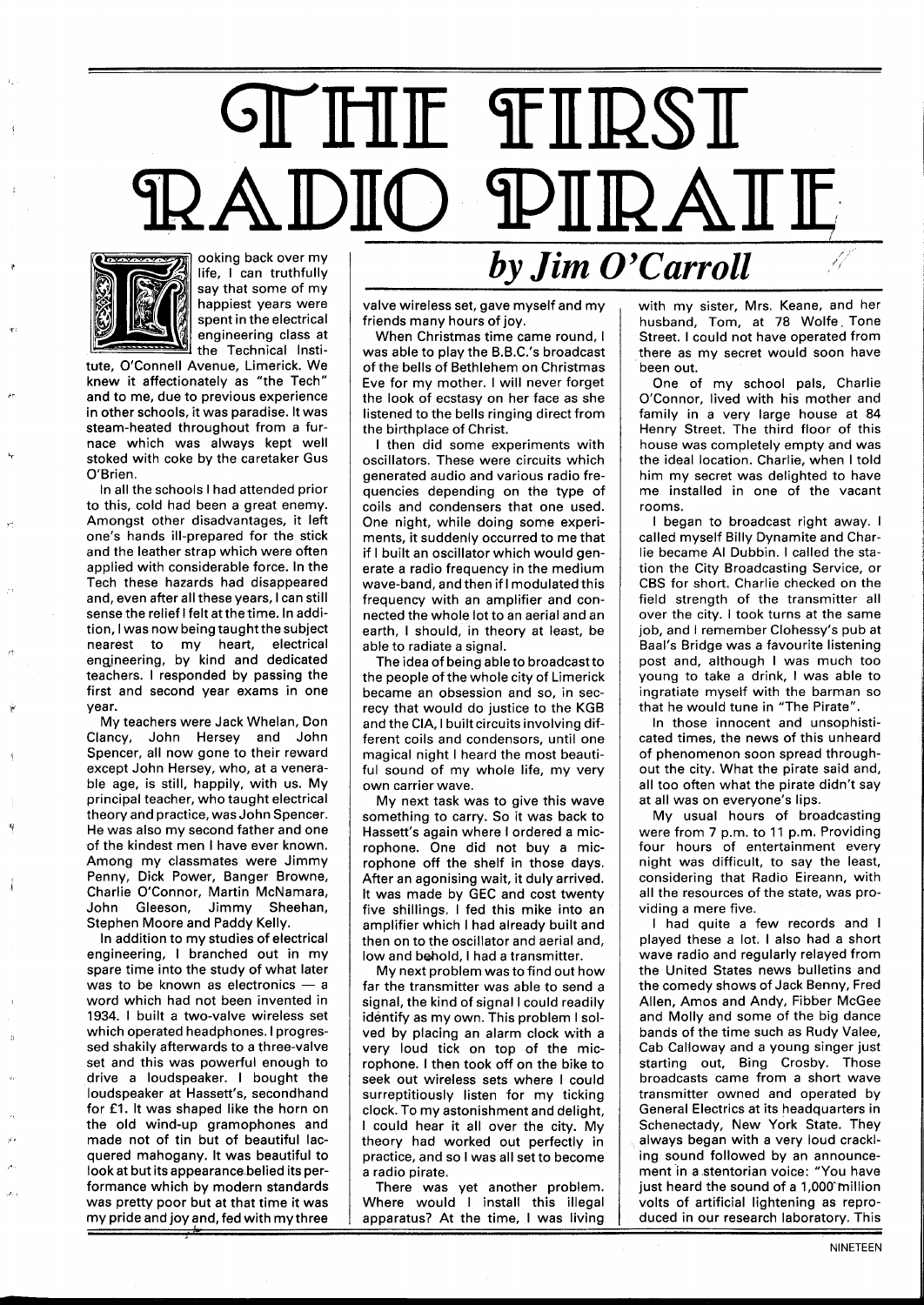# THE FIRST RADIO PIRATE

## *by Jim O'Carroll*

Looking back over my life, I can truthfully say that some of my happiest years were spent in the electrical engineering class at the Technical Institute, O'Connell Avenue, Limerick. We knew it affectionately as "the Tech" and to me, due to previous experience in other schools, it was paradise. It was steam-heated throughout from a furnace which was always kept well stoked with coke by the caretaker Gus O'Brien.

In all the schools I had attended prior to this, cold had been a great enemy. Amongst other disadvantages, it left one's hands ill-prepared for the stick and the leather strap which were often applied with considerable force. In the Tech these hazards had disappeared and, even after all these years, I can still sense the relief I felt at the time. In addition, I was now being taught the subject nearest to my heart, electrical engineering, by kind and dedicated teachers. I responded by passing the first and second year exams in one year.

My teachers were Jack Whelan, Don Clancy, John Hersey and John Spencer, all now gone to their reward except John Hersey, who, at a venerable age, is still, happily, with us. My principal teacher, who taught electrical theory and practice, was John Spencer. He was also my second father and one of the kindest men I have ever known. Among my classmates were Jimmy Penny, Dick Power, Banger Browne, Charlie O'Connor, Martin McNamara, John Gleeson, Jimmy Sheehan, Stephen Moore and Paddy Kelly.

In addition to my studies of electrical engineering, I branched out in my spare time into the study of what later was to be known as electronics — a word which had not been invented in 1934. I built a two-valve wireless set which operated headphones. I progressed shakily afterwards to a three-valve set and this was powerful enough to drive a loudspeaker. I bought the loudspeaker at Hassett's, secondhand for £1. It was shaped like the horn on the old wind-up gramophones and made not of tin but of beautiful lacquered mahogany. It was beautiful to look at but its appearance belied its performance which by modern standards was pretty poor but at that time it was my pride and joy and, fed with my three valve wireless set, gave myself and my friends many hours of joy.

When Christmas time came round, I was able to play the B.B.C.'s broadcast of the bells of Bethlehem on Christmas Eve for my mother. I will never forget the look of ecstasy on her face as she listened to the bells ringing direct from the birthplace of Christ.

I then did some experiments with oscillators. These were circuits which generated audio and various radio frequencies depending on the type of coils and condensers that one used. One night, while doing some experiments, it suddenly occurred to me that if I built an oscillator which would generate a radio frequency in the medium wave-band, and then if I modulated this frequency with an amplifier and connected the whole lot to an aerial and an earth, I should, in theory at least, be able to radiate a signal.

The idea of being able to broadcast to the people of the whole city of Limerick became an obsession and so, in secrecy that would do justice to the KGB and the CIA, I built circuits involving different coils and condensors, until one magical night I heard the most beautiful sound of my whole life, my very own carrier wave.

My next task was to give this wave something to carry. So it was back to Hassett's again where I ordered a microphone. One did not buy a microphone off the shelf in those days. After an agonising wait, it duly arrived. It was made by GEC and cost twenty five shillings. I fed this mike into an amplifier which I had already built and then on to the oscillator and aerial and, low and behold, I had a transmitter.

My next problem was to find out how far the transmitter was able to send a signal, the kind of signal I could readily identify as my own. This problem I solved by placing an alarm clock with a very loud tick on top of the microphone. I then took off on the bike to seek out wireless sets where I could surreptitiously listen for my ticking clock. To my astonishment and delight, I could hear it all over the city. My theory had worked out perfectly in practice, and so I was all set to become a radio pirate.

There was yet another problem. Where would I install this illegal apparatus? At the time, I was living with my sister, Mrs. Keane, and her husband, Tom, at 78 Wolfe Tone Street. I could not have operated from there as my secret would soon have been out.

One of my school pals, Charlie O'Connor, lived with his mother and family in a very large house at 84 Henry Street. The third floor of this house was completely empty and was the ideal location. Charlie, when I told him my secret was delighted to have me installed in one of the vacant rooms.

I began to broadcast right away. I called myself Billy Dynamite and Charlie became Al Dubbin. I called the station the City Broadcasting Service, or CBS for short. Charlie checked on the field strength of the transmitter all over the city. I took turns at the same job, and I remember Clohessy's pub at Baal's Bridge was a favourite listening post and, although I was much too young to take a drink, I was able to ingratiate myself with the barman so that he would tune in "The Pirate".

In those innocent and unsophisticated times, the news of this unheard of phenomenon soon spread throughout the city. What the pirate said and, all too often what the pirate didn't say at all was on everyone's lips.

My usual hours of broadcasting were from 7 p.m. to 11 p.m. Providing four hours of entertainment every night was difficult, to say the least, considering that Radio Eireann, with all the resources of the state, was providing a mere five.

I had quite a few records and I played these a lot. I also had a short wave radio and regularly relayed from the United States news bulletins and the comedy shows of Jack Benny, Fred Allen, Amos and Andy, Fibber McGee and Molly and some of the big dance bands of the time such as Rudy Valee, Cab Calloway and a young singer just starting out, Bing Crosby. Those broadcasts came from a short wave transmitter owned and operated by General Electrics at its headquarters in Schenectady, New York State. They always began with a very loud crackling sound followed by an announcement in a stentorian voice: "You have just heard the sound of a 1,000 million volts of artificial lightening as reproduced in our research laboratory. This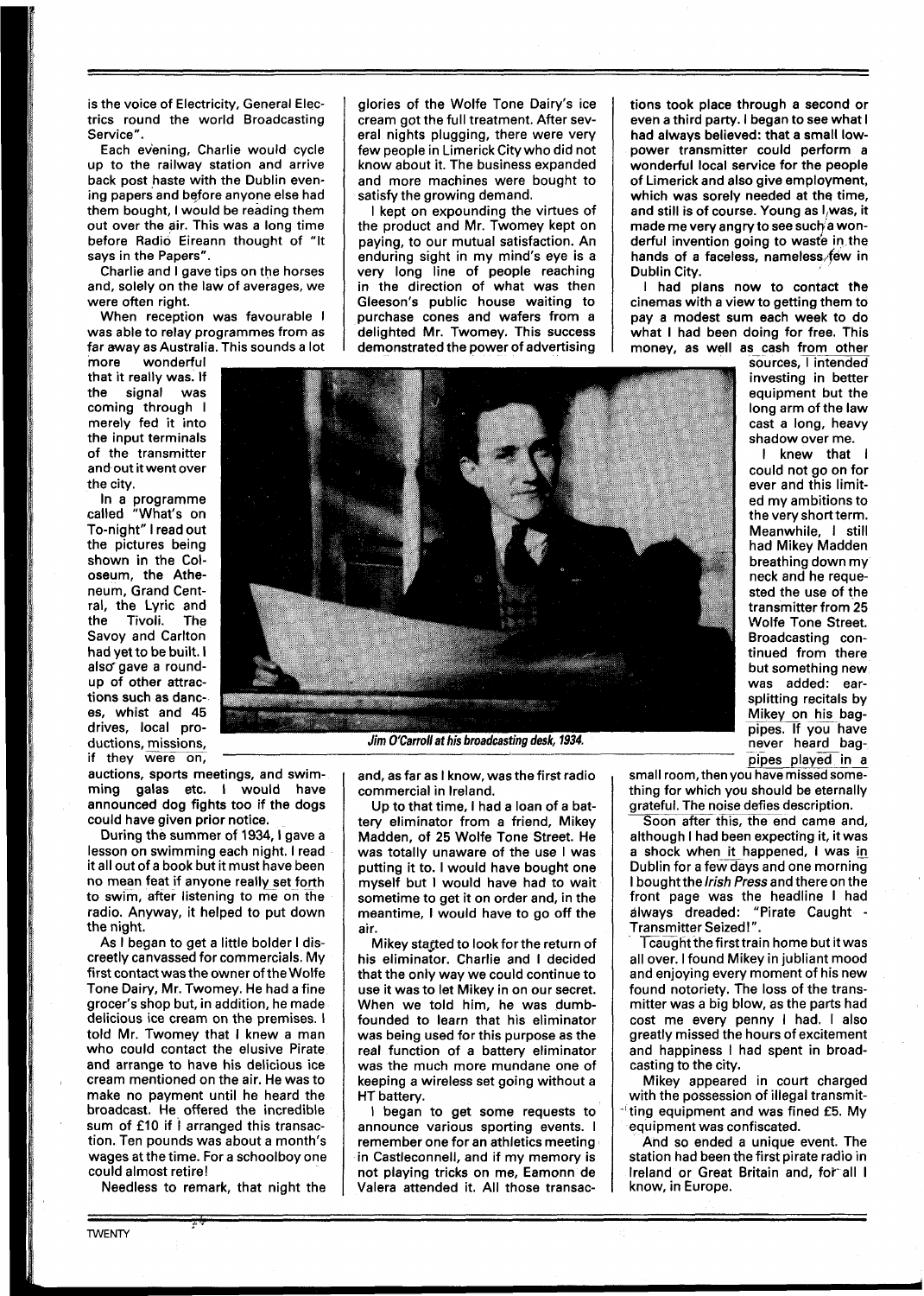is the voice of Electricity, General Electrics round the world Broadcasting Service".

Each evening, Charlie would cycle up to the railway station and arrive back post haste with the Dublin evening papers and before anyone else had them bought, I would be reading them out over the air. This was a long time before Radio Eireann thought of "It says in the Papers".

Charlie and I gave tips on the horses and, solely on the law of averages, we were often right.

When reception was favourable I was able to relay programmes from as far away as Australia. This sounds a lot more wonderful that it really was. If the signal was coming through I merely fed it into the input terminals of the transmitter and out it went over the city.

In a programme called "What's on To-night" I read out the pictures being shown in the Coloseum, the Atheneum, Grand Central, the Lyric and the Tivoli. The Savoy and Carlton had yet to be built. I also gave a round-up of other attractions such as dances, whist and 45 drives, local productions, missions, if they were on, auctions, sports meetings, and swimming galas etc. I would have announced dog fights too if the dogs could have given prior notice.

During the summer of 1934, I gave a lesson on swimming each night. I read it all out of a book but it must have been no mean feat if anyone really set forth to swim, after listening to me on the radio. Anyway, it helped to put down the night.

As I began to get a little bolder I discreetly canvassed for commercials. My first contact was the owner of the Wolfe Tone Dairy, Mr. Twomey. He had a fine grocer's shop but, in addition, he made delicious ice cream on the premises. I told Mr. Twomey that I knew a man who could contact the elusive Pirate and arrange to have his delicious ice cream mentioned on the air. He was to make no payment until he heard the broadcast. He offered the incredible sum of £10 if I arranged this transaction. Ten pounds was about a month's wages at the time. For a schoolboy one could almost retire!

Needless to remark, that night the glories of the Wolfe Tone Dairy's ice cream got the full treatment. After several nights plugging, there were very few people in Limerick City who did not know about it. The business expanded and more machines were bought to satisfy the growing demand.

I kept on expounding the virtues of the product and Mr. Twomey kept on paying, to our mutual satisfaction. An enduring sight in my mind's eye is a very long line of people reaching in the direction of what was then Gleeson's public house waiting to purchase cones and wafers from a delighted Mr. Twomey. This success demonstrated the power of advertising and, as far as I know, was the first radio commercial in Ireland.

*Jim O'Carroll at his broadcasting desk, 1934.*

Up to that time, I had a loan of a battery eliminator from a friend, Mikey Madden, of 25 Wolfe Tone Street. He was totally unaware of the use I was putting it to. I would have bought one myself but I would have had to wait sometime to get it on order and, in the meantime, I would have to go off the air.

Mikey started to look for the return of his eliminator. Charlie and I decided that the only way we could continue to use it was to let Mikey in on our secret. When we told him, he was dumbfounded to learn that his eliminator was being used for this purpose as the real function of a battery eliminator was the much more mundane one of keeping a wireless set going without a HT battery.

I began to get some requests to announce various sporting events. I remember one for an athletics meeting in Castleconnell, and if my memory is not playing tricks on me, Eamonn de Valera attended it. All those transactions took place through a second or even a third party. I began to see what I had always believed: that a small low-power transmitter could perform a wonderful local service for the people of Limerick and also give employment, which was sorely needed at the time, and still is of course. Young as I was, it made me very angry to see such a wonderful invention going to waste in the hands of a faceless, nameless few in Dublin City.

I had plans now to contact the cinemas with a view to getting them to pay a modest sum each week to do what I had been doing for free. This money, as well as cash from other sources, I intended investing in better equipment but the long arm of the law cast a long, heavy shadow over me.

I knew that I could not go on for ever and this limited my ambitions to the very short term. Meanwhile, I still had Mikey Madden breathing down my neck and he requested the use of the transmitter from 25 Wolfe Tone Street. Broadcasting continued from there but something new was added: ear-splitting recitals by Mikey on his bagpipes. If you have never heard bagpipes played in a small room, then you have missed something for which you should be eternally grateful. The noise defies description.

Soon after this, the end came and, although I had been expecting it, it was a shock when it happened. I was in Dublin for a few days and one morning I bought the *Irish Press* and there on the front page was the headline I had always dreaded: "Pirate Caught - Transmitter Seized!".

I caught the first train home but it was all over. I found Mikey in jubliant mood and enjoying every moment of his new found notoriety. The loss of the transmitter was a big blow, as the parts had cost me every penny I had. I also greatly missed the hours of excitement and happiness I had spent in broadcasting to the city.

Mikey appeared in court charged with the possession of illegal transmitting equipment and was fined £5. My equipment was confiscated.

And so ended a unique event. The station had been the first pirate radio in Ireland or Great Britain and, for all I know, in Europe.